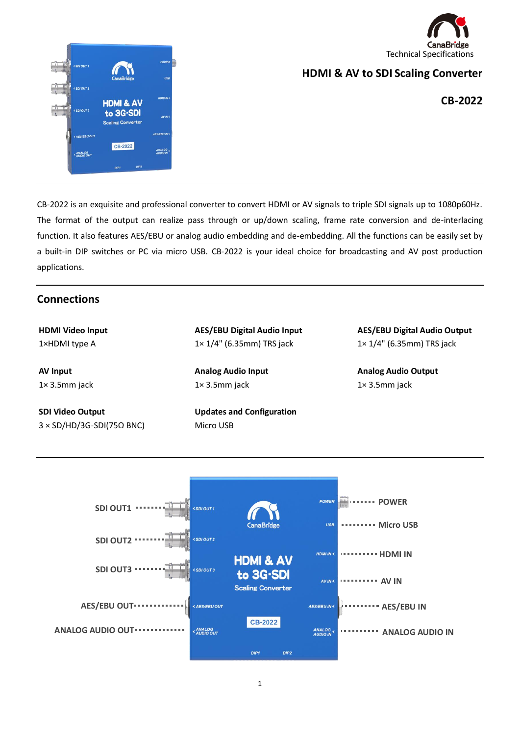CanaBridge

Technical Specifications

# HDMI & AV to SDI Scaling Converter

**CB-2022**

CB-2022 is an exquisite and professional converter to convert HDMI or AV signals to triple SDI signals up to 1080p60Hz. The format of the output can realize pass through or up/down scaling, frame rate conversion and de-interlacing function. It also features AES/EBU or analog audio embedding and de-embedding. All the functions can be easily set by a built-in DIP switches or PC via micro USB. CB-2022 is your ideal choice for broadcasting and AV post production applications.

## Connections

**HDMI Video Input**
1×HDMI type A

**AV Input**
1× 3.5mm jack

**SDI Video Output**
3 × SD/HD/3G-SDI(75Ω BNC)

**AES/EBU Digital Audio Input**
1× 1/4" (6.35mm) TRS jack

**Analog Audio Input**
1× 3.5mm jack

**Updates and Configuration**
Micro USB

**AES/EBU Digital Audio Output**
1× 1/4" (6.35mm) TRS jack

**Analog Audio Output**
1× 3.5mm jack

SDI OUT1, SDI OUT2, SDI OUT3, AES/EBU OUT, ANALOG AUDIO OUT, POWER, Micro USB, HDMI IN, AV IN, AES/EBU IN, ANALOG AUDIO IN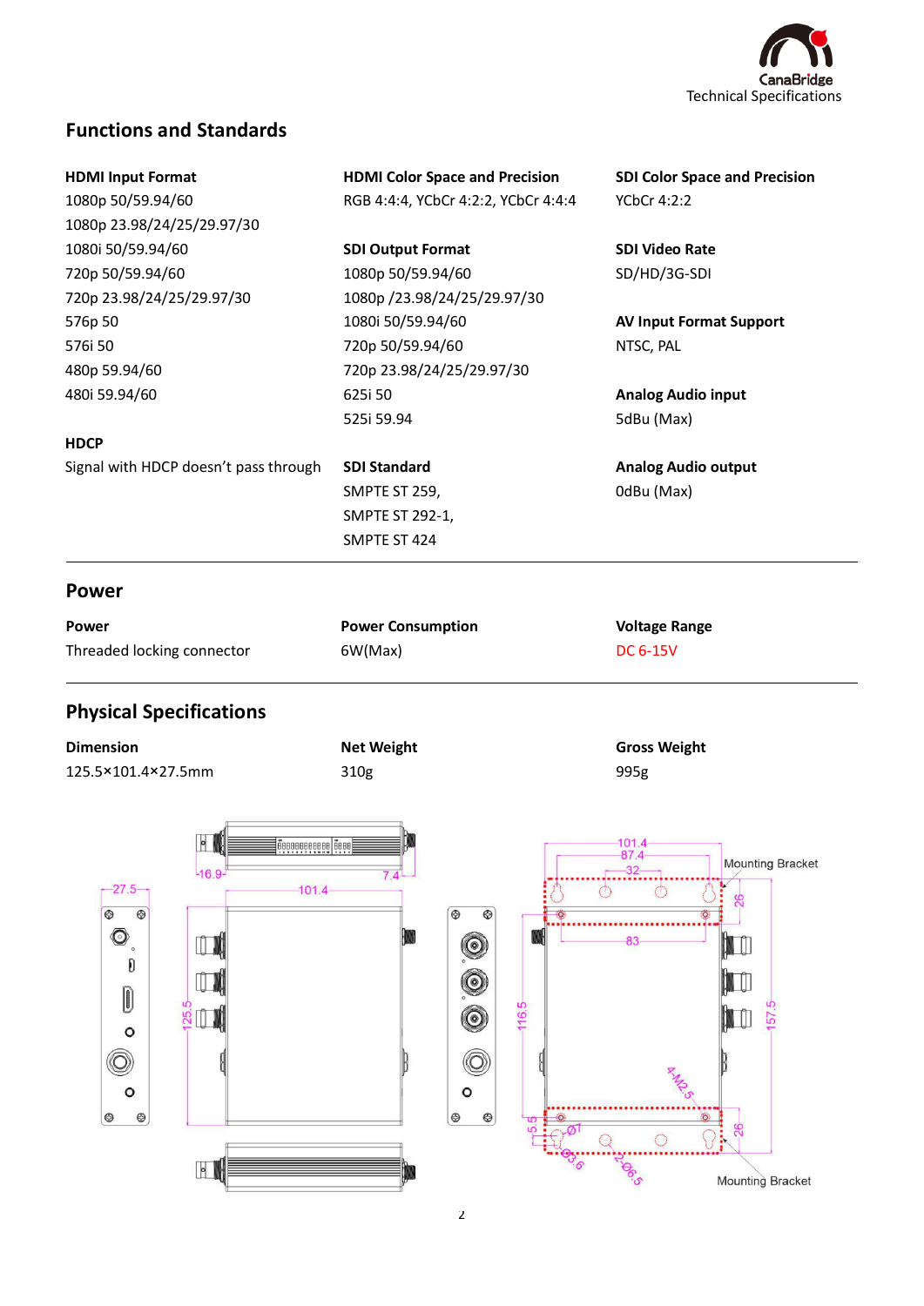## Functions and Standards

**HDMI Input Format**
1080p 50/59.94/60
1080p 23.98/24/25/29.97/30
1080i 50/59.94/60
720p 50/59.94/60
720p 23.98/24/25/29.97/30
576p 50
576i 50
480p 59.94/60
480i 59.94/60

**HDCP**
Signal with HDCP doesn't pass through

**HDMI Color Space and Precision**
RGB 4:4:4, YCbCr 4:2:2, YCbCr 4:4:4

**SDI Output Format**
1080p 50/59.94/60
1080p /23.98/24/25/29.97/30
1080i 50/59.94/60
720p 50/59.94/60
720p 23.98/24/25/29.97/30
625i 50
525i 59.94

**SDI Standard**
SMPTE ST 259,
SMPTE ST 292-1,
SMPTE ST 424

**SDI Color Space and Precision**
YCbCr 4:2:2

**SDI Video Rate**
SD/HD/3G-SDI

**AV Input Format Support**
NTSC, PAL

**Analog Audio input**
5dBu (Max)

**Analog Audio output**
0dBu (Max)

## Power

**Power**
Threaded locking connector

**Power Consumption**
6W(Max)

**Voltage Range**
DC 6-15V

## Physical Specifications

**Dimension**
125.5×101.4×27.5mm

**Net Weight**
310g

**Gross Weight**
995g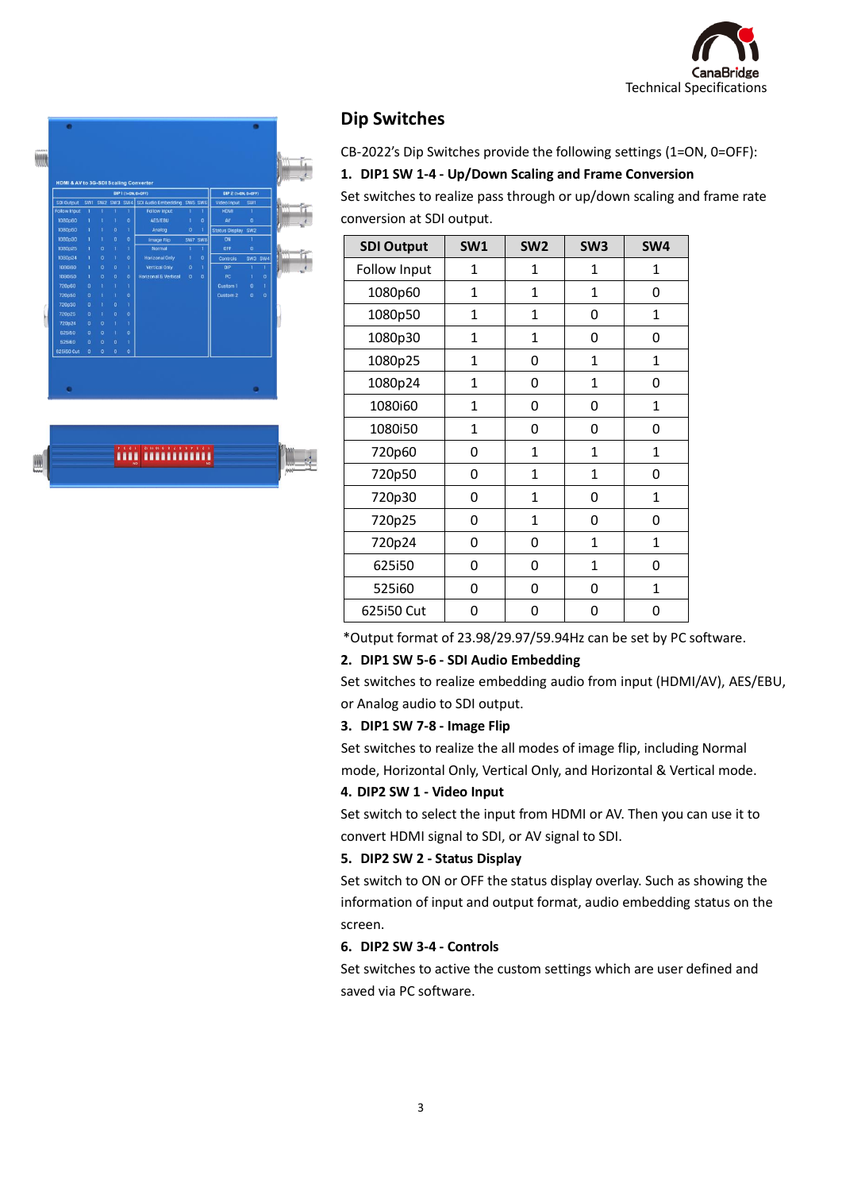## Dip Switches

CB-2022's Dip Switches provide the following settings (1=ON, 0=OFF):

### 1. DIP1 SW 1-4 - Up/Down Scaling and Frame Conversion

Set switches to realize pass through or up/down scaling and frame rate conversion at SDI output.

| SDI Output | SW1 | SW2 | SW3 | SW4 |
|---|---|---|---|---|
| Follow Input | 1 | 1 | 1 | 1 |
| 1080p60 | 1 | 1 | 1 | 0 |
| 1080p50 | 1 | 1 | 0 | 1 |
| 1080p30 | 1 | 1 | 0 | 0 |
| 1080p25 | 1 | 0 | 1 | 1 |
| 1080p24 | 1 | 0 | 1 | 0 |
| 1080i60 | 1 | 0 | 0 | 1 |
| 1080i50 | 1 | 0 | 0 | 0 |
| 720p60 | 0 | 1 | 1 | 1 |
| 720p50 | 0 | 1 | 1 | 0 |
| 720p30 | 0 | 1 | 0 | 1 |
| 720p25 | 0 | 1 | 0 | 0 |
| 720p24 | 0 | 0 | 1 | 1 |
| 625i50 | 0 | 0 | 1 | 0 |
| 525i60 | 0 | 0 | 0 | 1 |
| 625i50 Cut | 0 | 0 | 0 | 0 |

*Output format of 23.98/29.97/59.94Hz can be set by PC software.

### 2. DIP1 SW 5-6 - SDI Audio Embedding

Set switches to realize embedding audio from input (HDMI/AV), AES/EBU, or Analog audio to SDI output.

### 3. DIP1 SW 7-8 - Image Flip

Set switches to realize the all modes of image flip, including Normal mode, Horizontal Only, Vertical Only, and Horizontal & Vertical mode.

### 4. DIP2 SW 1 - Video Input

Set switch to select the input from HDMI or AV. Then you can use it to convert HDMI signal to SDI, or AV signal to SDI.

### 5. DIP2 SW 2 - Status Display

Set switch to ON or OFF the status display overlay. Such as showing the information of input and output format, audio embedding status on the screen.

### 6. DIP2 SW 3-4 - Controls

Set switches to active the custom settings which are user defined and saved via PC software.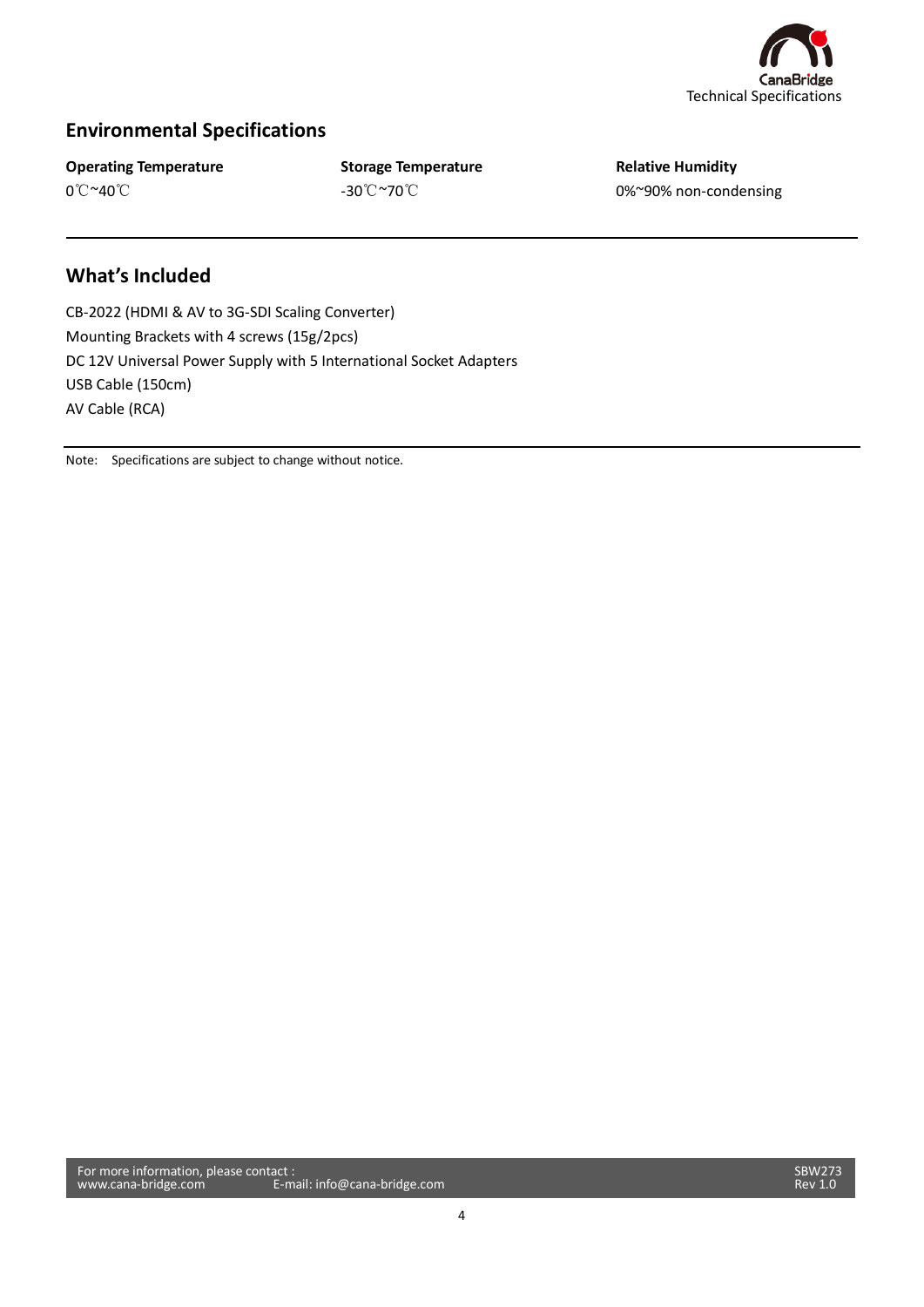## Environmental Specifications

| Operating Temperature | Storage Temperature | Relative Humidity |
|---|---|---|
| 0℃~40℃ | -30℃~70℃ | 0%~90% non-condensing |

## What's Included

CB-2022 (HDMI & AV to 3G-SDI Scaling Converter)
Mounting Brackets with 4 screws (15g/2pcs)
DC 12V Universal Power Supply with 5 International Socket Adapters
USB Cable (150cm)
AV Cable (RCA)

Note: Specifications are subject to change without notice.